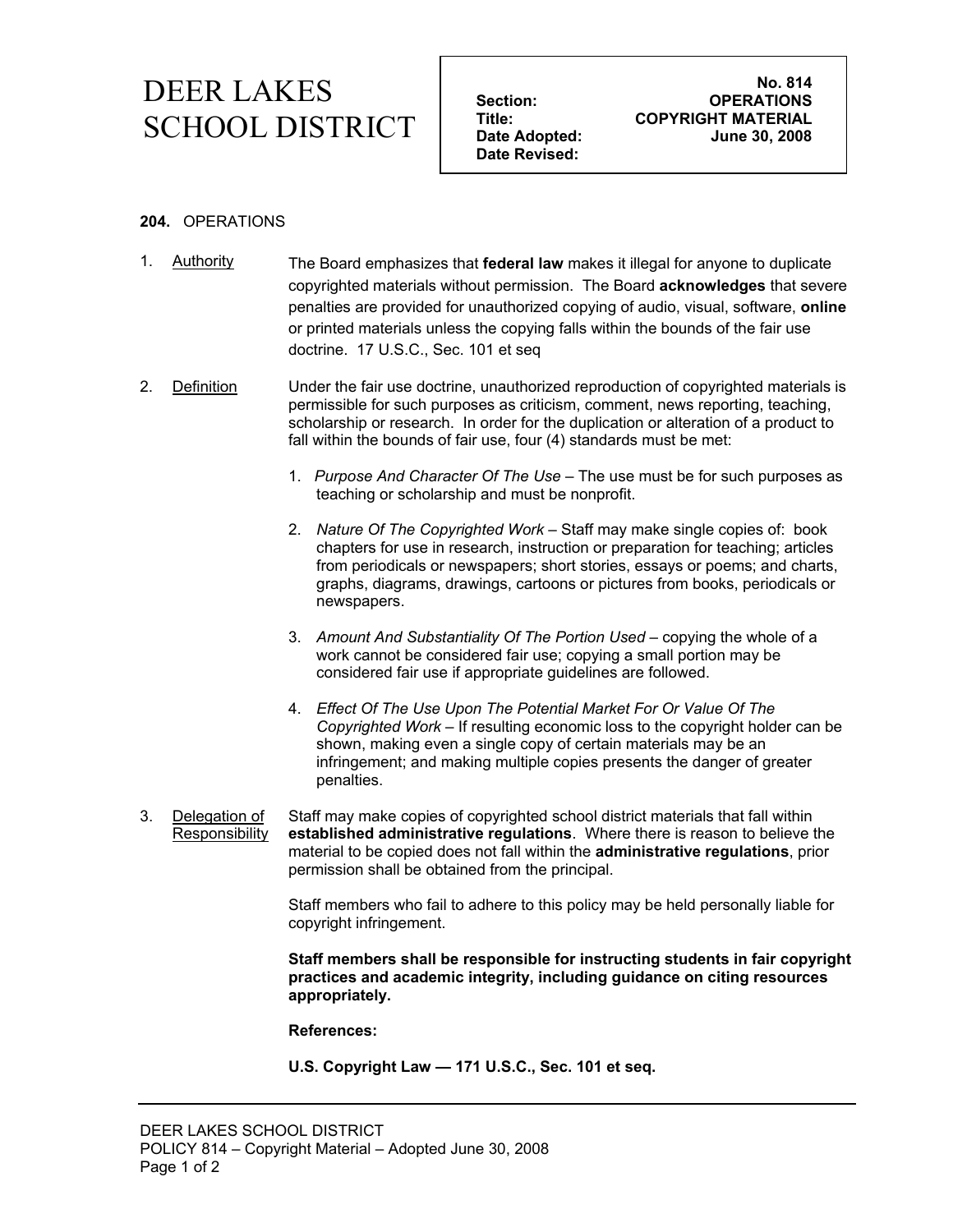# DEER LAKES SCHOOL DISTRICT

| | No. 814 |
|---|---|
| **Section:** | **OPERATIONS** |
| **Title:** | **COPYRIGHT MATERIAL** |
| **Date Adopted:** | **June 30, 2008** |
| **Date Revised:** | |

**204.** OPERATIONS

1. Authority

The Board emphasizes that **federal law** makes it illegal for anyone to duplicate copyrighted materials without permission. The Board **acknowledges** that severe penalties are provided for unauthorized copying of audio, visual, software, **online** or printed materials unless the copying falls within the bounds of the fair use doctrine. 17 U.S.C., Sec. 101 et seq

2. Definition

Under the fair use doctrine, unauthorized reproduction of copyrighted materials is permissible for such purposes as criticism, comment, news reporting, teaching, scholarship or research. In order for the duplication or alteration of a product to fall within the bounds of fair use, four (4) standards must be met:

1. *Purpose And Character Of The Use* – The use must be for such purposes as teaching or scholarship and must be nonprofit.

2. *Nature Of The Copyrighted Work* – Staff may make single copies of: book chapters for use in research, instruction or preparation for teaching; articles from periodicals or newspapers; short stories, essays or poems; and charts, graphs, diagrams, drawings, cartoons or pictures from books, periodicals or newspapers.

3. *Amount And Substantiality Of The Portion Used* – copying the whole of a work cannot be considered fair use; copying a small portion may be considered fair use if appropriate guidelines are followed.

4. *Effect Of The Use Upon The Potential Market For Or Value Of The Copyrighted Work* – If resulting economic loss to the copyright holder can be shown, making even a single copy of certain materials may be an infringement; and making multiple copies presents the danger of greater penalties.

3. Delegation of Responsibility

Staff may make copies of copyrighted school district materials that fall within **established administrative regulations**. Where there is reason to believe the material to be copied does not fall within the **administrative regulations**, prior permission shall be obtained from the principal.

Staff members who fail to adhere to this policy may be held personally liable for copyright infringement.

**Staff members shall be responsible for instructing students in fair copyright practices and academic integrity, including guidance on citing resources appropriately.**

**References:**

**U.S. Copyright Law — 171 U.S.C., Sec. 101 et seq.**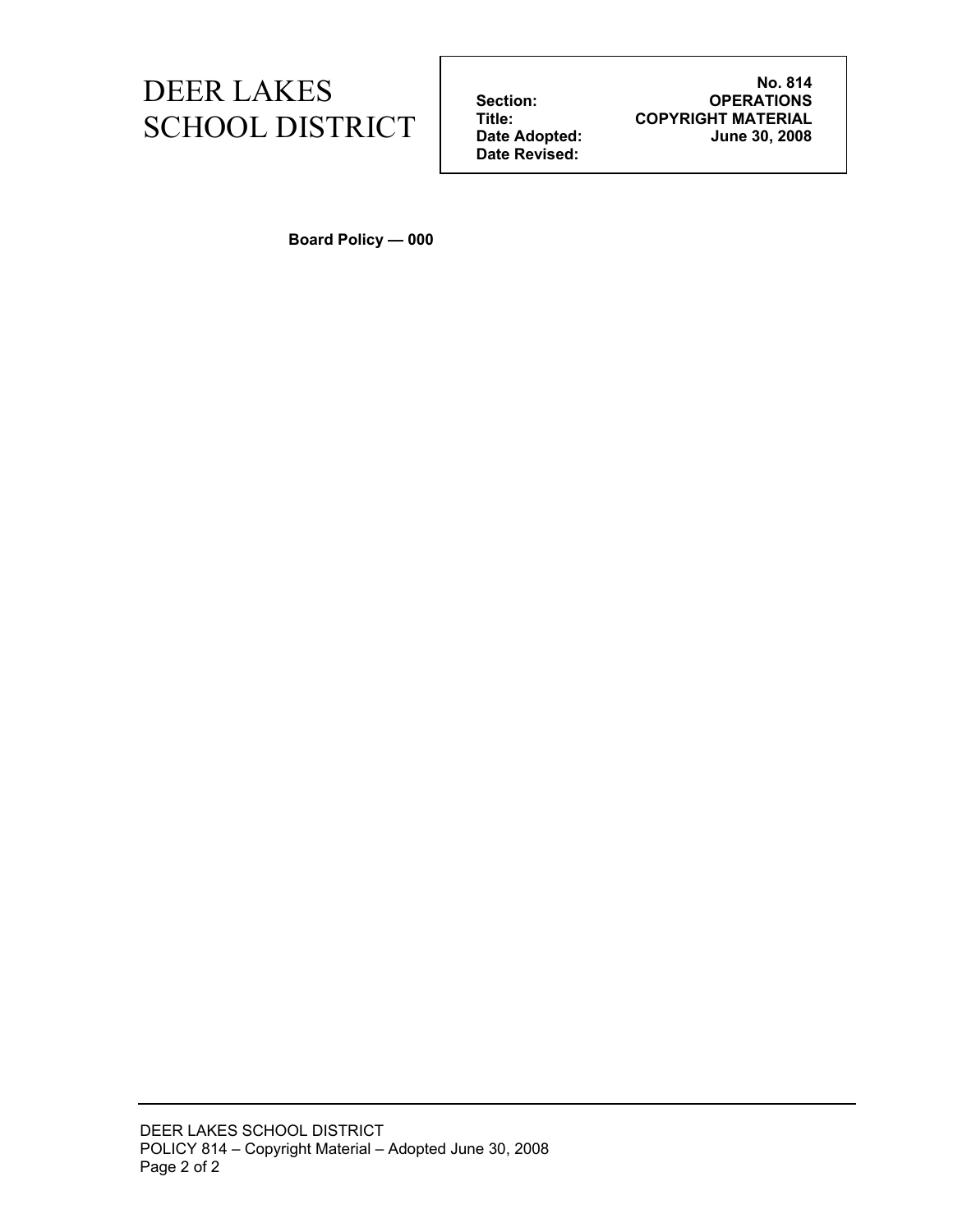# DEER LAKES SCHOOL DISTRICT

| | |
|---|---|
| | **No. 814** |
| **Section:** | **OPERATIONS** |
| **Title:** | **COPYRIGHT MATERIAL** |
| **Date Adopted:** | **June 30, 2008** |
| **Date Revised:** | |

**Board Policy — 000**